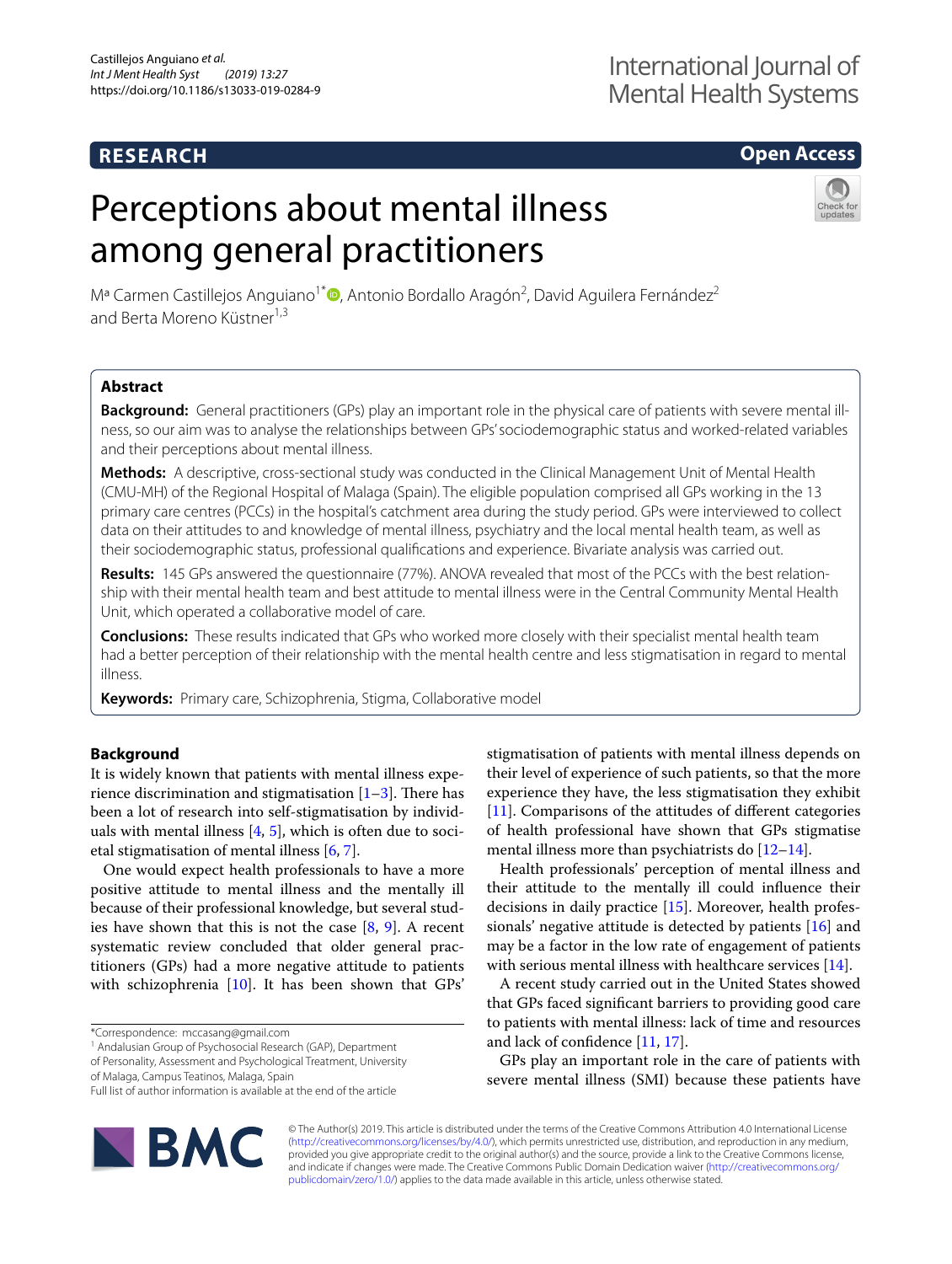# RESEARCH

**Open Access**

# Perceptions about mental illness among general practitioners

Mª Carmen Castillejos Anguiano[1*], Antonio Bordallo Aragón[2], David Aguilera Fernández[2] and Berta Moreno Küstner[1,3]

## Abstract

**Background:** General practitioners (GPs) play an important role in the physical care of patients with severe mental illness, so our aim was to analyse the relationships between GPs' sociodemographic status and worked-related variables and their perceptions about mental illness.

**Methods:** A descriptive, cross-sectional study was conducted in the Clinical Management Unit of Mental Health (CMU-MH) of the Regional Hospital of Malaga (Spain). The eligible population comprised all GPs working in the 13 primary care centres (PCCs) in the hospital's catchment area during the study period. GPs were interviewed to collect data on their attitudes to and knowledge of mental illness, psychiatry and the local mental health team, as well as their sociodemographic status, professional qualifications and experience. Bivariate analysis was carried out.

**Results:** 145 GPs answered the questionnaire (77%). ANOVA revealed that most of the PCCs with the best relationship with their mental health team and best attitude to mental illness were in the Central Community Mental Health Unit, which operated a collaborative model of care.

**Conclusions:** These results indicated that GPs who worked more closely with their specialist mental health team had a better perception of their relationship with the mental health centre and less stigmatisation in regard to mental illness.

**Keywords:** Primary care, Schizophrenia, Stigma, Collaborative model

## Background

It is widely known that patients with mental illness experience discrimination and stigmatisation [1–3]. There has been a lot of research into self-stigmatisation by individuals with mental illness [4, 5], which is often due to societal stigmatisation of mental illness [6, 7].

One would expect health professionals to have a more positive attitude to mental illness and the mentally ill because of their professional knowledge, but several studies have shown that this is not the case [8, 9]. A recent systematic review concluded that older general practitioners (GPs) had a more negative attitude to patients with schizophrenia [10]. It has been shown that GPs' stigmatisation of patients with mental illness depends on their level of experience of such patients, so that the more experience they have, the less stigmatisation they exhibit [11]. Comparisons of the attitudes of different categories of health professional have shown that GPs stigmatise mental illness more than psychiatrists do [12–14].

Health professionals' perception of mental illness and their attitude to the mentally ill could influence their decisions in daily practice [15]. Moreover, health professionals' negative attitude is detected by patients [16] and may be a factor in the low rate of engagement of patients with serious mental illness with healthcare services [14].

A recent study carried out in the United States showed that GPs faced significant barriers to providing good care to patients with mental illness: lack of time and resources and lack of confidence [11, 17].

GPs play an important role in the care of patients with severe mental illness (SMI) because these patients have

*Correspondence: mccasang@gmail.com
[1] Andalusian Group of Psychosocial Research (GAP), Department of Personality, Assessment and Psychological Treatment, University of Malaga, Campus Teatinos, Malaga, Spain
Full list of author information is available at the end of the article

© The Author(s) 2019. This article is distributed under the terms of the Creative Commons Attribution 4.0 International License (http://creativecommons.org/licenses/by/4.0/), which permits unrestricted use, distribution, and reproduction in any medium, provided you give appropriate credit to the original author(s) and the source, provide a link to the Creative Commons license, and indicate if changes were made. The Creative Commons Public Domain Dedication waiver (http://creativecommons.org/publicdomain/zero/1.0/) applies to the data made available in this article, unless otherwise stated.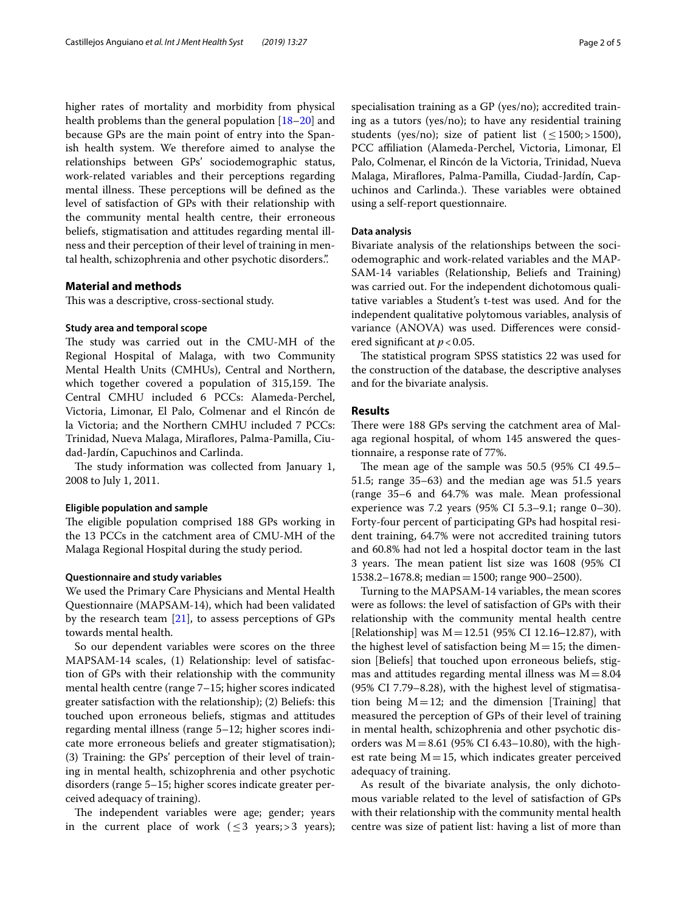higher rates of mortality and morbidity from physical health problems than the general population [18–20] and because GPs are the main point of entry into the Spanish health system. We therefore aimed to analyse the relationships between GPs' sociodemographic status, work-related variables and their perceptions regarding mental illness. These perceptions will be defined as the level of satisfaction of GPs with their relationship with the community mental health centre, their erroneous beliefs, stigmatisation and attitudes regarding mental illness and their perception of their level of training in mental health, schizophrenia and other psychotic disorders.".

## Material and methods

This was a descriptive, cross-sectional study.

### Study area and temporal scope

The study was carried out in the CMU-MH of the Regional Hospital of Malaga, with two Community Mental Health Units (CMHUs), Central and Northern, which together covered a population of 315,159. The Central CMHU included 6 PCCs: Alameda-Perchel, Victoria, Limonar, El Palo, Colmenar and el Rincón de la Victoria; and the Northern CMHU included 7 PCCs: Trinidad, Nueva Malaga, Miraflores, Palma-Pamilla, Ciudad-Jardín, Capuchinos and Carlinda.

The study information was collected from January 1, 2008 to July 1, 2011.

### Eligible population and sample

The eligible population comprised 188 GPs working in the 13 PCCs in the catchment area of CMU-MH of the Malaga Regional Hospital during the study period.

### Questionnaire and study variables

We used the Primary Care Physicians and Mental Health Questionnaire (MAPSAM-14), which had been validated by the research team [21], to assess perceptions of GPs towards mental health.

So our dependent variables were scores on the three MAPSAM-14 scales, (1) Relationship: level of satisfaction of GPs with their relationship with the community mental health centre (range 7–15; higher scores indicated greater satisfaction with the relationship); (2) Beliefs: this touched upon erroneous beliefs, stigmas and attitudes regarding mental illness (range 5–12; higher scores indicate more erroneous beliefs and greater stigmatisation); (3) Training: the GPs' perception of their level of training in mental health, schizophrenia and other psychotic disorders (range 5–15; higher scores indicate greater perceived adequacy of training).

The independent variables were age; gender; years in the current place of work ($\leq 3$ years; $> 3$ years); specialisation training as a GP (yes/no); accredited training as a tutors (yes/no); to have any residential training students (yes/no); size of patient list ($\leq 1500$; $> 1500$), PCC affiliation (Alameda-Perchel, Victoria, Limonar, El Palo, Colmenar, el Rincón de la Victoria, Trinidad, Nueva Malaga, Miraflores, Palma-Pamilla, Ciudad-Jardín, Capuchinos and Carlinda.). These variables were obtained using a self-report questionnaire.

### Data analysis

Bivariate analysis of the relationships between the sociodemographic and work-related variables and the MAPSAM-14 variables (Relationship, Beliefs and Training) was carried out. For the independent dichotomous qualitative variables a Student's t-test was used. And for the independent qualitative polytomous variables, analysis of variance (ANOVA) was used. Differences were considered significant at $p < 0.05$.

The statistical program SPSS statistics 22 was used for the construction of the database, the descriptive analyses and for the bivariate analysis.

## Results

There were 188 GPs serving the catchment area of Malaga regional hospital, of whom 145 answered the questionnaire, a response rate of 77%.

The mean age of the sample was 50.5 (95% CI 49.5–51.5; range 35–63) and the median age was 51.5 years (range 35–6 and 64.7% was male. Mean professional experience was 7.2 years (95% CI 5.3–9.1; range 0–30). Forty-four percent of participating GPs had hospital resident training, 64.7% were not accredited training tutors and 60.8% had not led a hospital doctor team in the last 3 years. The mean patient list size was 1608 (95% CI 1538.2–1678.8; median = 1500; range 900–2500).

Turning to the MAPSAM-14 variables, the mean scores were as follows: the level of satisfaction of GPs with their relationship with the community mental health centre [Relationship] was M = 12.51 (95% CI 12.16–12.87), with the highest level of satisfaction being M = 15; the dimension [Beliefs] that touched upon erroneous beliefs, stigmas and attitudes regarding mental illness was M = 8.04 (95% CI 7.79–8.28), with the highest level of stigmatisation being M = 12; and the dimension [Training] that measured the perception of GPs of their level of training in mental health, schizophrenia and other psychotic disorders was M = 8.61 (95% CI 6.43–10.80), with the highest rate being M = 15, which indicates greater perceived adequacy of training.

As result of the bivariate analysis, the only dichotomous variable related to the level of satisfaction of GPs with their relationship with the community mental health centre was size of patient list: having a list of more than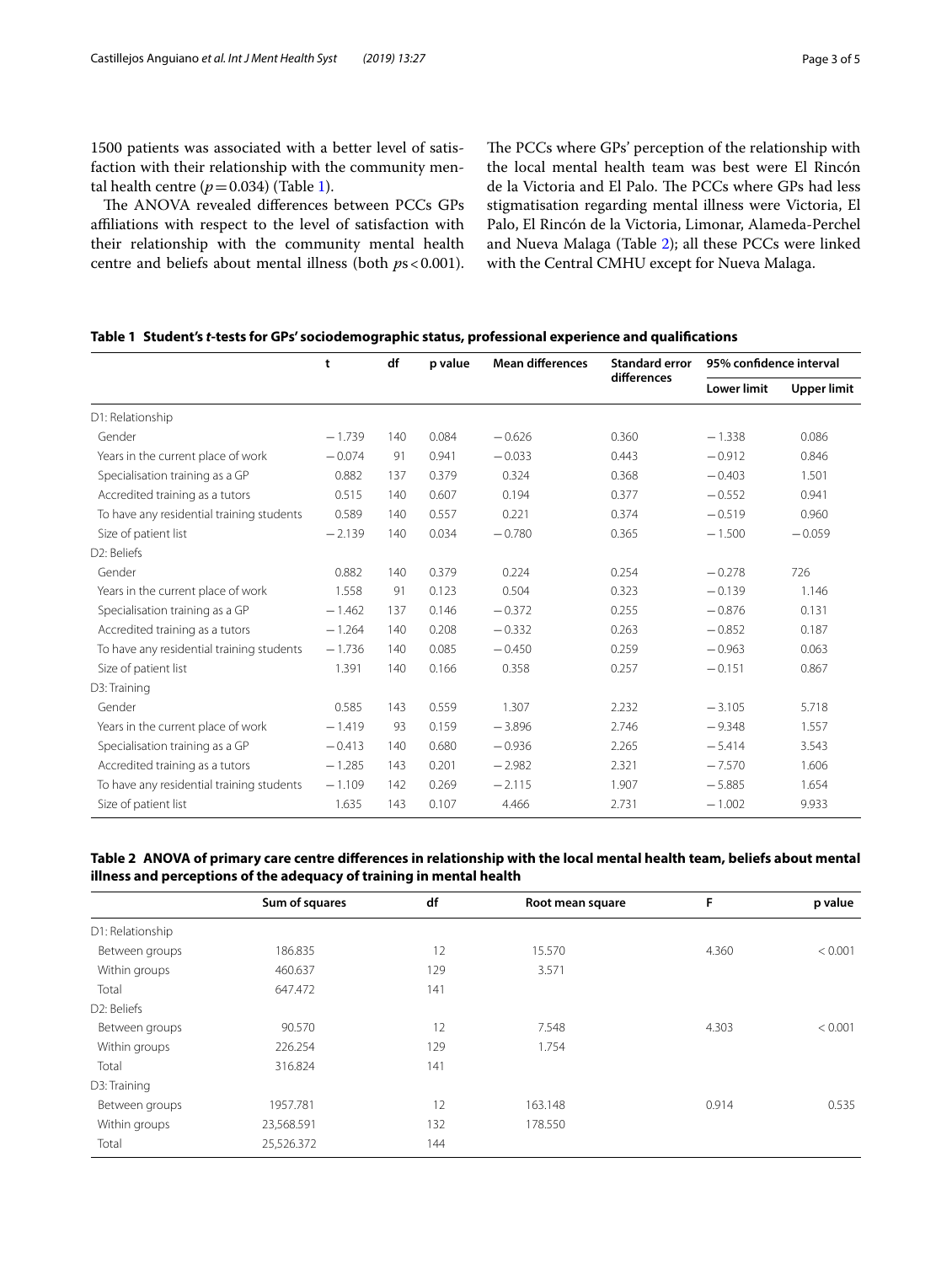1500 patients was associated with a better level of satisfaction with their relationship with the community mental health centre ($p = 0.034$) (Table 1).

The ANOVA revealed differences between PCCs GPs affiliations with respect to the level of satisfaction with their relationship with the community mental health centre and beliefs about mental illness (both $p\text{s} < 0.001$). The PCCs where GPs' perception of the relationship with the local mental health team was best were El Rincón de la Victoria and El Palo. The PCCs where GPs had less stigmatisation regarding mental illness were Victoria, El Palo, El Rincón de la Victoria, Limonar, Alameda-Perchel and Nueva Malaga (Table 2); all these PCCs were linked with the Central CMHU except for Nueva Malaga.

**Table 1 Student's *t*-tests for GPs' sociodemographic status, professional experience and qualifications**

| | t | df | p value | Mean differences | Standard error differences | 95% confidence interval | |
|---|---|---|---|---|---|---|---|
| | | | | | | Lower limit | Upper limit |
| D1: Relationship | | | | | | | |
| Gender | −1.739 | 140 | 0.084 | −0.626 | 0.360 | −1.338 | 0.086 |
| Years in the current place of work | −0.074 | 91 | 0.941 | −0.033 | 0.443 | −0.912 | 0.846 |
| Specialisation training as a GP | 0.882 | 137 | 0.379 | 0.324 | 0.368 | −0.403 | 1.501 |
| Accredited training as a tutors | 0.515 | 140 | 0.607 | 0.194 | 0.377 | −0.552 | 0.941 |
| To have any residential training students | 0.589 | 140 | 0.557 | 0.221 | 0.374 | −0.519 | 0.960 |
| Size of patient list | −2.139 | 140 | 0.034 | −0.780 | 0.365 | −1.500 | −0.059 |
| D2: Beliefs | | | | | | | |
| Gender | 0.882 | 140 | 0.379 | 0.224 | 0.254 | −0.278 | 726 |
| Years in the current place of work | 1.558 | 91 | 0.123 | 0.504 | 0.323 | −0.139 | 1.146 |
| Specialisation training as a GP | −1.462 | 137 | 0.146 | −0.372 | 0.255 | −0.876 | 0.131 |
| Accredited training as a tutors | −1.264 | 140 | 0.208 | −0.332 | 0.263 | −0.852 | 0.187 |
| To have any residential training students | −1.736 | 140 | 0.085 | −0.450 | 0.259 | −0.963 | 0.063 |
| Size of patient list | 1.391 | 140 | 0.166 | 0.358 | 0.257 | −0.151 | 0.867 |
| D3: Training | | | | | | | |
| Gender | 0.585 | 143 | 0.559 | 1.307 | 2.232 | −3.105 | 5.718 |
| Years in the current place of work | −1.419 | 93 | 0.159 | −3.896 | 2.746 | −9.348 | 1.557 |
| Specialisation training as a GP | −0.413 | 140 | 0.680 | −0.936 | 2.265 | −5.414 | 3.543 |
| Accredited training as a tutors | −1.285 | 143 | 0.201 | −2.982 | 2.321 | −7.570 | 1.606 |
| To have any residential training students | −1.109 | 142 | 0.269 | −2.115 | 1.907 | −5.885 | 1.654 |
| Size of patient list | 1.635 | 143 | 0.107 | 4.466 | 2.731 | −1.002 | 9.933 |

**Table 2 ANOVA of primary care centre differences in relationship with the local mental health team, beliefs about mental illness and perceptions of the adequacy of training in mental health**

| | Sum of squares | df | Root mean square | F | p value |
|---|---|---|---|---|---|
| D1: Relationship | | | | | |
| Between groups | 186.835 | 12 | 15.570 | 4.360 | < 0.001 |
| Within groups | 460.637 | 129 | 3.571 | | |
| Total | 647.472 | 141 | | | |
| D2: Beliefs | | | | | |
| Between groups | 90.570 | 12 | 7.548 | 4.303 | < 0.001 |
| Within groups | 226.254 | 129 | 1.754 | | |
| Total | 316.824 | 141 | | | |
| D3: Training | | | | | |
| Between groups | 1957.781 | 12 | 163.148 | 0.914 | 0.535 |
| Within groups | 23,568.591 | 132 | 178.550 | | |
| Total | 25,526.372 | 144 | | | |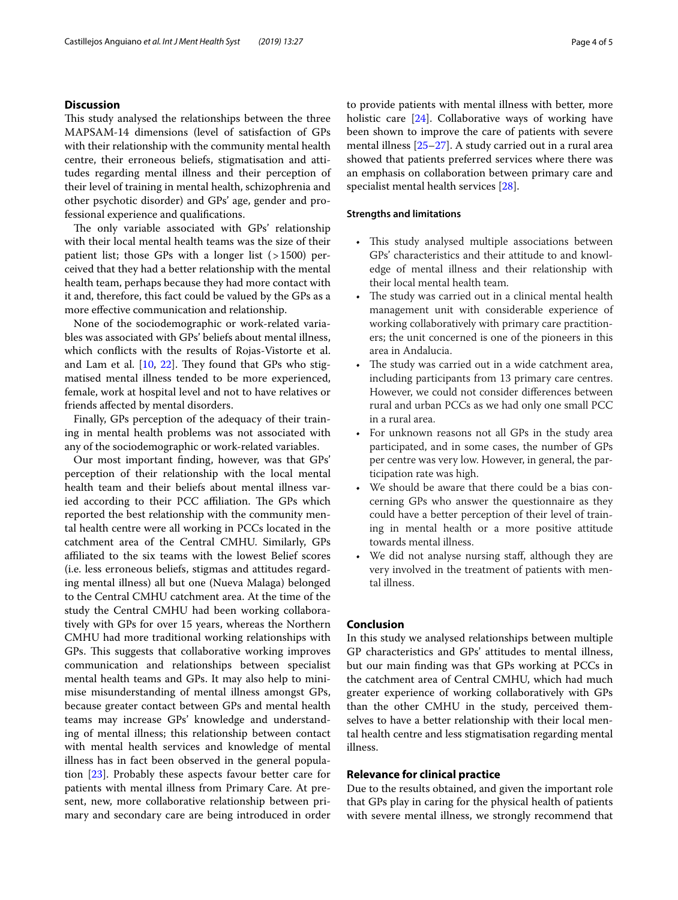## Discussion

This study analysed the relationships between the three MAPSAM-14 dimensions (level of satisfaction of GPs with their relationship with the community mental health centre, their erroneous beliefs, stigmatisation and attitudes regarding mental illness and their perception of their level of training in mental health, schizophrenia and other psychotic disorder) and GPs' age, gender and professional experience and qualifications.

The only variable associated with GPs' relationship with their local mental health teams was the size of their patient list; those GPs with a longer list (>1500) perceived that they had a better relationship with the mental health team, perhaps because they had more contact with it and, therefore, this fact could be valued by the GPs as a more effective communication and relationship.

None of the sociodemographic or work-related variables was associated with GPs' beliefs about mental illness, which conflicts with the results of Rojas-Vistorte et al. and Lam et al. [10, 22]. They found that GPs who stigmatised mental illness tended to be more experienced, female, work at hospital level and not to have relatives or friends affected by mental disorders.

Finally, GPs perception of the adequacy of their training in mental health problems was not associated with any of the sociodemographic or work-related variables.

Our most important finding, however, was that GPs' perception of their relationship with the local mental health team and their beliefs about mental illness varied according to their PCC affiliation. The GPs which reported the best relationship with the community mental health centre were all working in PCCs located in the catchment area of the Central CMHU. Similarly, GPs affiliated to the six teams with the lowest Belief scores (i.e. less erroneous beliefs, stigmas and attitudes regarding mental illness) all but one (Nueva Malaga) belonged to the Central CMHU catchment area. At the time of the study the Central CMHU had been working collaboratively with GPs for over 15 years, whereas the Northern CMHU had more traditional working relationships with GPs. This suggests that collaborative working improves communication and relationships between specialist mental health teams and GPs. It may also help to minimise misunderstanding of mental illness amongst GPs, because greater contact between GPs and mental health teams may increase GPs' knowledge and understanding of mental illness; this relationship between contact with mental health services and knowledge of mental illness has in fact been observed in the general population [23]. Probably these aspects favour better care for patients with mental illness from Primary Care. At present, new, more collaborative relationship between primary and secondary care are being introduced in order to provide patients with mental illness with better, more holistic care [24]. Collaborative ways of working have been shown to improve the care of patients with severe mental illness [25–27]. A study carried out in a rural area showed that patients preferred services where there was an emphasis on collaboration between primary care and specialist mental health services [28].

### Strengths and limitations

- This study analysed multiple associations between GPs' characteristics and their attitude to and knowledge of mental illness and their relationship with their local mental health team.
- The study was carried out in a clinical mental health management unit with considerable experience of working collaboratively with primary care practitioners; the unit concerned is one of the pioneers in this area in Andalucia.
- The study was carried out in a wide catchment area, including participants from 13 primary care centres. However, we could not consider differences between rural and urban PCCs as we had only one small PCC in a rural area.
- For unknown reasons not all GPs in the study area participated, and in some cases, the number of GPs per centre was very low. However, in general, the participation rate was high.
- We should be aware that there could be a bias concerning GPs who answer the questionnaire as they could have a better perception of their level of training in mental health or a more positive attitude towards mental illness.
- We did not analyse nursing staff, although they are very involved in the treatment of patients with mental illness.

## Conclusion

In this study we analysed relationships between multiple GP characteristics and GPs' attitudes to mental illness, but our main finding was that GPs working at PCCs in the catchment area of Central CMHU, which had much greater experience of working collaboratively with GPs than the other CMHU in the study, perceived themselves to have a better relationship with their local mental health centre and less stigmatisation regarding mental illness.

## Relevance for clinical practice

Due to the results obtained, and given the important role that GPs play in caring for the physical health of patients with severe mental illness, we strongly recommend that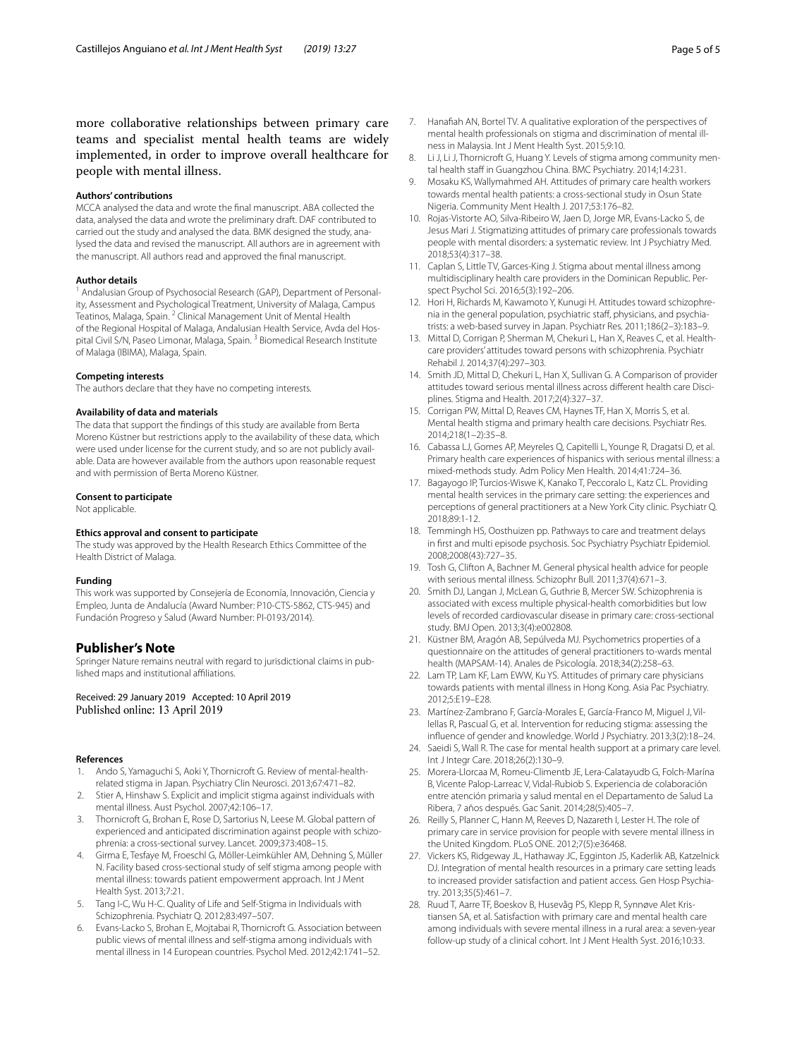more collaborative relationships between primary care teams and specialist mental health teams are widely implemented, in order to improve overall healthcare for people with mental illness.

#### Authors' contributions

MCCA analysed the data and wrote the final manuscript. ABA collected the data, analysed the data and wrote the preliminary draft. DAF contributed to carried out the study and analysed the data. BMK designed the study, analysed the data and revised the manuscript. All authors are in agreement with the manuscript. All authors read and approved the final manuscript.

#### Author details

[1] Andalusian Group of Psychosocial Research (GAP), Department of Personality, Assessment and Psychological Treatment, University of Malaga, Campus Teatinos, Malaga, Spain. [2] Clinical Management Unit of Mental Health of the Regional Hospital of Malaga, Andalusian Health Service, Avda del Hospital Civil S/N, Paseo Limonar, Malaga, Spain. [3] Biomedical Research Institute of Malaga (IBIMA), Malaga, Spain.

#### Competing interests

The authors declare that they have no competing interests.

#### Availability of data and materials

The data that support the findings of this study are available from Berta Moreno Küstner but restrictions apply to the availability of these data, which were used under license for the current study, and so are not publicly available. Data are however available from the authors upon reasonable request and with permission of Berta Moreno Küstner.

#### Consent to participate

Not applicable.

#### Ethics approval and consent to participate

The study was approved by the Health Research Ethics Committee of the Health District of Malaga.

#### Funding

This work was supported by Consejería de Economía, Innovación, Ciencia y Empleo, Junta de Andalucía (Award Number: P10-CTS-5862, CTS-945) and Fundación Progreso y Salud (Award Number: PI-0193/2014).

## Publisher's Note

Springer Nature remains neutral with regard to jurisdictional claims in published maps and institutional affiliations.

Received: 29 January 2019 Accepted: 10 April 2019
Published online: 13 April 2019

#### References

1. Ando S, Yamaguchi S, Aoki Y, Thornicroft G. Review of mental-health-related stigma in Japan. Psychiatry Clin Neurosci. 2013;67:471–82.
2. Stier A, Hinshaw S. Explicit and implicit stigma against individuals with mental illness. Aust Psychol. 2007;42:106–17.
3. Thornicroft G, Brohan E, Rose D, Sartorius N, Leese M. Global pattern of experienced and anticipated discrimination against people with schizophrenia: a cross-sectional survey. Lancet. 2009;373:408–15.
4. Girma E, Tesfaye M, Froeschl G, Möller-Leimkühler AM, Dehning S, Müller N. Facility based cross-sectional study of self stigma among people with mental illness: towards patient empowerment approach. Int J Ment Health Syst. 2013;7:21.
5. Tang I-C, Wu H-C. Quality of Life and Self-Stigma in Individuals with Schizophrenia. Psychiatr Q. 2012;83:497–507.
6. Evans-Lacko S, Brohan E, Mojtabai R, Thornicroft G. Association between public views of mental illness and self-stigma among individuals with mental illness in 14 European countries. Psychol Med. 2012;42:1741–52.
7. Hanafiah AN, Bortel TV. A qualitative exploration of the perspectives of mental health professionals on stigma and discrimination of mental illness in Malaysia. Int J Ment Health Syst. 2015;9:10.
8. Li J, Li J, Thornicroft G, Huang Y. Levels of stigma among community mental health staff in Guangzhou China. BMC Psychiatry. 2014;14:231.
9. Mosaku KS, Wallymahmed AH. Attitudes of primary care health workers towards mental health patients: a cross-sectional study in Osun State Nigeria. Community Ment Health J. 2017;53:176–82.
10. Rojas-Vistorte AO, Silva-Ribeiro W, Jaen D, Jorge MR, Evans-Lacko S, de Jesus Mari J. Stigmatizing attitudes of primary care professionals towards people with mental disorders: a systematic review. Int J Psychiatry Med. 2018;53(4):317–38.
11. Caplan S, Little TV, Garces-King J. Stigma about mental illness among multidisciplinary health care providers in the Dominican Republic. Perspect Psychol Sci. 2016;5(3):192–206.
12. Hori H, Richards M, Kawamoto Y, Kunugi H. Attitudes toward schizophrenia in the general population, psychiatric staff, physicians, and psychiatrists: a web-based survey in Japan. Psychiatr Res. 2011;186(2–3):183–9.
13. Mittal D, Corrigan P, Sherman M, Chekuri L, Han X, Reaves C, et al. Healthcare providers' attitudes toward persons with schizophrenia. Psychiatr Rehabil J. 2014;37(4):297–303.
14. Smith JD, Mittal D, Chekuri L, Han X, Sullivan G. A Comparison of provider attitudes toward serious mental illness across different health care Disciplines. Stigma and Health. 2017;2(4):327–37.
15. Corrigan PW, Mittal D, Reaves CM, Haynes TF, Han X, Morris S, et al. Mental health stigma and primary health care decisions. Psychiatr Res. 2014;218(1–2):35–8.
16. Cabassa LJ, Gomes AP, Meyreles Q, Capitelli L, Younge R, Dragatsi D, et al. Primary health care experiences of hispanics with serious mental illness: a mixed-methods study. Adm Policy Men Health. 2014;41:724–36.
17. Bagayogo IP, Turcios-Wiswe K, Kanako T, Peccoralo L, Katz CL. Providing mental health services in the primary care setting: the experiences and perceptions of general practitioners at a New York City clinic. Psychiatr Q. 2018;89:1-12.
18. Temmingh HS, Oosthuizen pp. Pathways to care and treatment delays in first and multi episode psychosis. Soc Psychiatry Psychiatr Epidemiol. 2008;2008(43):727–35.
19. Tosh G, Clifton A, Bachner M. General physical health advice for people with serious mental illness. Schizophr Bull. 2011;37(4):671–3.
20. Smith DJ, Langan J, McLean G, Guthrie B, Mercer SW. Schizophrenia is associated with excess multiple physical-health comorbidities but low levels of recorded cardiovascular disease in primary care: cross-sectional study. BMJ Open. 2013;3(4):e002808.
21. Küstner BM, Aragón AB, Sepúlveda MJ. Psychometrics properties of a questionnaire on the attitudes of general practitioners to-wards mental health (MAPSAM-14). Anales de Psicología. 2018;34(2):258–63.
22. Lam TP, Lam KF, Lam EWW, Ku YS. Attitudes of primary care physicians towards patients with mental illness in Hong Kong. Asia Pac Psychiatry. 2012;5:E19–E28.
23. Martínez-Zambrano F, García-Morales E, García-Franco M, Miguel J, Villellas R, Pascual G, et al. Intervention for reducing stigma: assessing the influence of gender and knowledge. World J Psychiatry. 2013;3(2):18–24.
24. Saeidi S, Wall R. The case for mental health support at a primary care level. Int J Integr Care. 2018;26(2):130–9.
25. Morera-Llorcaa M, Romeu-Climentb JE, Lera-Calatayudb G, Folch-Marína B, Vicente Palop-Larreac V, Vidal-Rubiob S. Experiencia de colaboración entre atención primaria y salud mental en el Departamento de Salud La Ribera, 7 años después. Gac Sanit. 2014;28(5):405–7.
26. Reilly S, Planner C, Hann M, Reeves D, Nazareth I, Lester H. The role of primary care in service provision for people with severe mental illness in the United Kingdom. PLoS ONE. 2012;7(5):e36468.
27. Vickers KS, Ridgeway JL, Hathaway JC, Egginton JS, Kaderlik AB, Katzelnick DJ. Integration of mental health resources in a primary care setting leads to increased provider satisfaction and patient access. Gen Hosp Psychiatry. 2013;35(5):461–7.
28. Ruud T, Aarre TF, Boeskov B, Husevåg PS, Klepp R, Synnøve Alet Kristiansen SA, et al. Satisfaction with primary care and mental health care among individuals with severe mental illness in a rural area: a seven-year follow-up study of a clinical cohort. Int J Ment Health Syst. 2016;10:33.